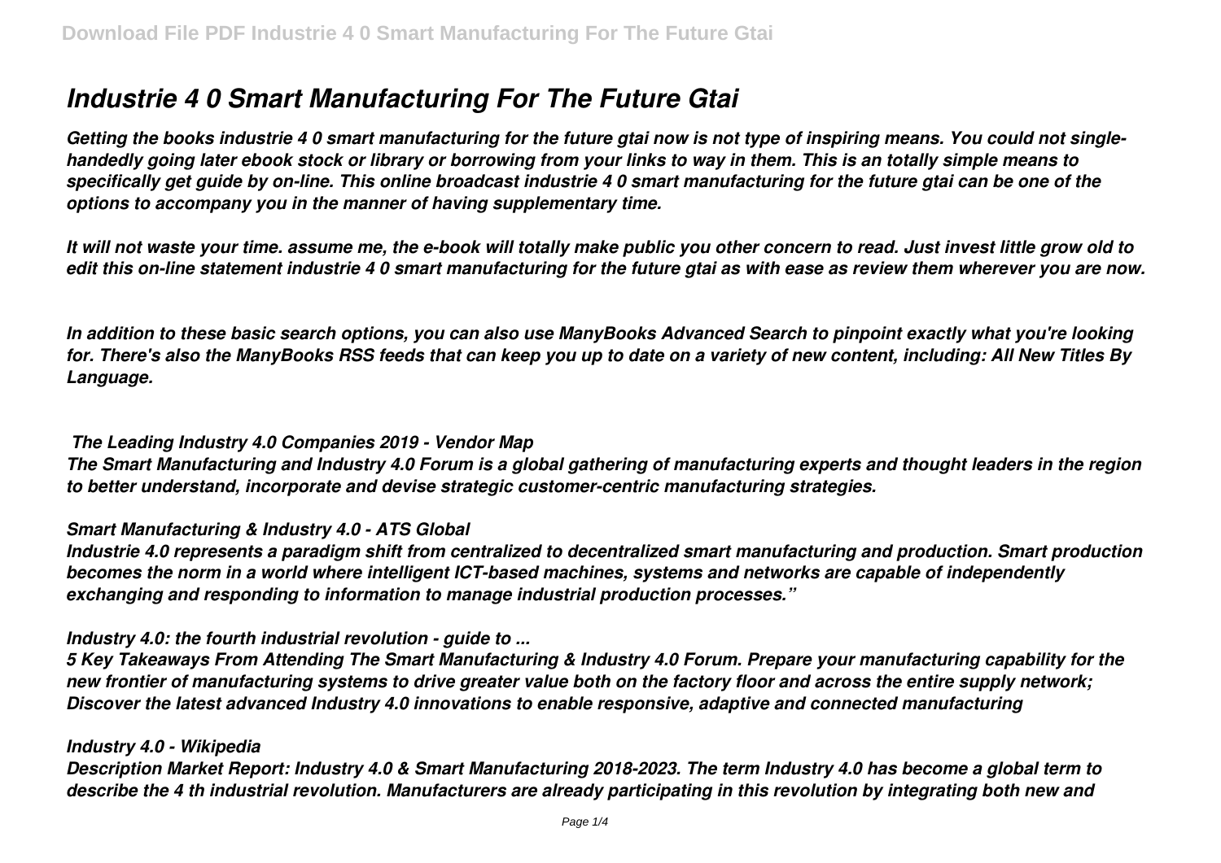# *Industrie 4 0 Smart Manufacturing For The Future Gtai*

*Getting the books industrie 4 0 smart manufacturing for the future gtai now is not type of inspiring means. You could not single-handedly going later ebook stock or library or borrowing from your links to way in them. This is an totally simple means to specifically get guide by on-line. This online broadcast industrie 4 0 smart manufacturing for the future gtai can be one of the options to accompany you in the manner of having supplementary time.*

*It will not waste your time. assume me, the e-book will totally make public you other concern to read. Just invest little grow old to edit this on-line statement industrie 4 0 smart manufacturing for the future gtai as with ease as review them wherever you are now.*

*In addition to these basic search options, you can also use ManyBooks Advanced Search to pinpoint exactly what you're looking for. There's also the ManyBooks RSS feeds that can keep you up to date on a variety of new content, including: All New Titles By Language.*

### *The Leading Industry 4.0 Companies 2019 - Vendor Map*

*The Smart Manufacturing and Industry 4.0 Forum is a global gathering of manufacturing experts and thought leaders in the region to better understand, incorporate and devise strategic customer-centric manufacturing strategies.*

### *Smart Manufacturing & Industry 4.0 - ATS Global*

*Industrie 4.0 represents a paradigm shift from centralized to decentralized smart manufacturing and production. Smart production becomes the norm in a world where intelligent ICT-based machines, systems and networks are capable of independently exchanging and responding to information to manage industrial production processes."*

### *Industry 4.0: the fourth industrial revolution - guide to ...*

*5 Key Takeaways From Attending The Smart Manufacturing & Industry 4.0 Forum. Prepare your manufacturing capability for the new frontier of manufacturing systems to drive greater value both on the factory floor and across the entire supply network; Discover the latest advanced Industry 4.0 innovations to enable responsive, adaptive and connected manufacturing*

### *Industry 4.0 - Wikipedia*

*Description Market Report: Industry 4.0 & Smart Manufacturing 2018-2023. The term Industry 4.0 has become a global term to describe the 4 th industrial revolution. Manufacturers are already participating in this revolution by integrating both new and*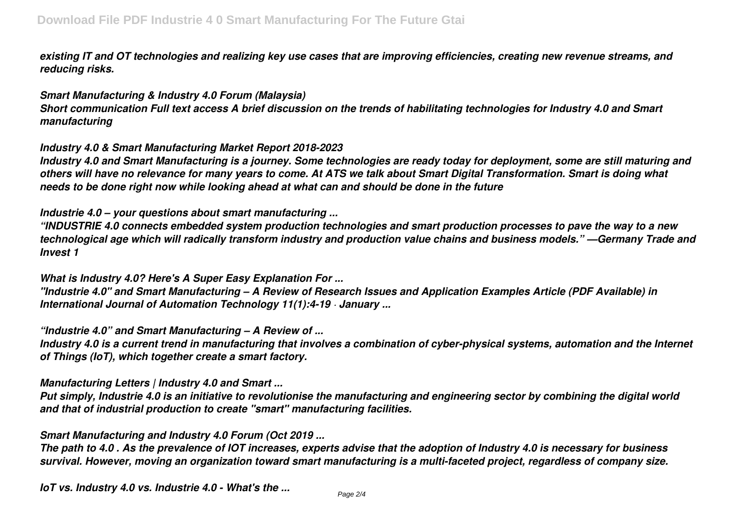*existing IT and OT technologies and realizing key use cases that are improving efficiencies, creating new revenue streams, and reducing risks.*

***Smart Manufacturing & Industry 4.0 Forum (Malaysia)***

***Short communication Full text access A brief discussion on the trends of habilitating technologies for Industry 4.0 and Smart manufacturing***

***Industry 4.0 & Smart Manufacturing Market Report 2018-2023***

***Industry 4.0 and Smart Manufacturing is a journey. Some technologies are ready today for deployment, some are still maturing and others will have no relevance for many years to come. At ATS we talk about Smart Digital Transformation. Smart is doing what needs to be done right now while looking ahead at what can and should be done in the future***

***Industrie 4.0 – your questions about smart manufacturing ...***

***"INDUSTRIE 4.0 connects embedded system production technologies and smart production processes to pave the way to a new technological age which will radically transform industry and production value chains and business models." —Germany Trade and Invest 1***

***What is Industry 4.0? Here's A Super Easy Explanation For ...***

***"Industrie 4.0" and Smart Manufacturing – A Review of Research Issues and Application Examples Article (PDF Available) in International Journal of Automation Technology 11(1):4-19 · January ...***

***"Industrie 4.0" and Smart Manufacturing – A Review of ...***

***Industry 4.0 is a current trend in manufacturing that involves a combination of cyber-physical systems, automation and the Internet of Things (IoT), which together create a smart factory.***

***Manufacturing Letters | Industry 4.0 and Smart ...***

***Put simply, Industrie 4.0 is an initiative to revolutionise the manufacturing and engineering sector by combining the digital world and that of industrial production to create "smart" manufacturing facilities.***

***Smart Manufacturing and Industry 4.0 Forum (Oct 2019 ...***

***The path to 4.0 . As the prevalence of IOT increases, experts advise that the adoption of Industry 4.0 is necessary for business survival. However, moving an organization toward smart manufacturing is a multi-faceted project, regardless of company size.***

***IoT vs. Industry 4.0 vs. Industrie 4.0 - What's the ...***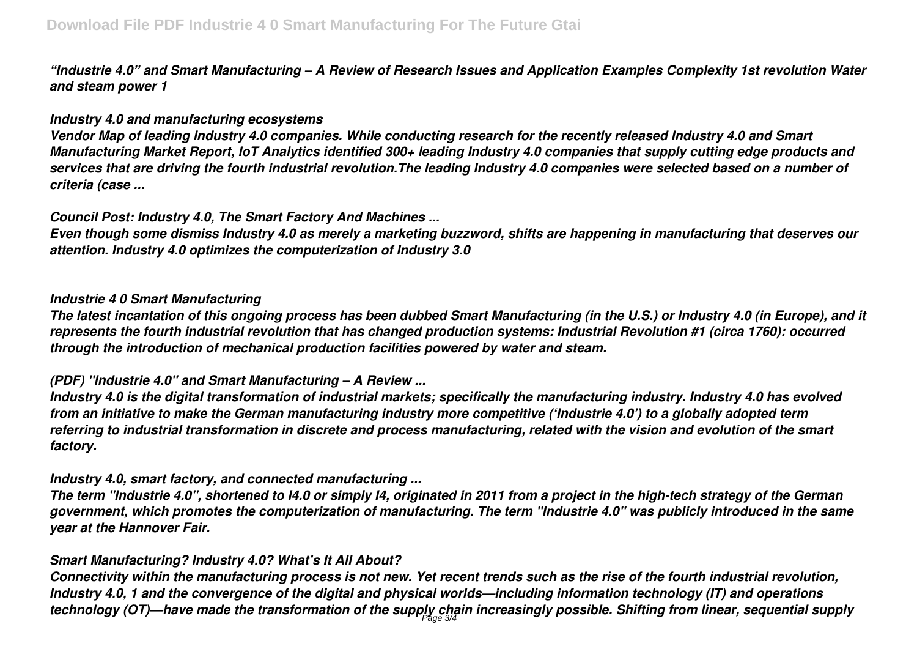*"Industrie 4.0" and Smart Manufacturing – A Review of Research Issues and Application Examples Complexity 1st revolution Water and steam power 1*

### *Industry 4.0 and manufacturing ecosystems*

*Vendor Map of leading Industry 4.0 companies. While conducting research for the recently released Industry 4.0 and Smart Manufacturing Market Report, IoT Analytics identified 300+ leading Industry 4.0 companies that supply cutting edge products and services that are driving the fourth industrial revolution.The leading Industry 4.0 companies were selected based on a number of criteria (case ...*

### *Council Post: Industry 4.0, The Smart Factory And Machines ...*

*Even though some dismiss Industry 4.0 as merely a marketing buzzword, shifts are happening in manufacturing that deserves our attention. Industry 4.0 optimizes the computerization of Industry 3.0*

### *Industrie 4 0 Smart Manufacturing*

*The latest incantation of this ongoing process has been dubbed Smart Manufacturing (in the U.S.) or Industry 4.0 (in Europe), and it represents the fourth industrial revolution that has changed production systems: Industrial Revolution #1 (circa 1760): occurred through the introduction of mechanical production facilities powered by water and steam.*

### *(PDF) "Industrie 4.0" and Smart Manufacturing – A Review ...*

*Industry 4.0 is the digital transformation of industrial markets; specifically the manufacturing industry. Industry 4.0 has evolved from an initiative to make the German manufacturing industry more competitive ('Industrie 4.0') to a globally adopted term referring to industrial transformation in discrete and process manufacturing, related with the vision and evolution of the smart factory.*

### *Industry 4.0, smart factory, and connected manufacturing ...*

*The term "Industrie 4.0", shortened to I4.0 or simply I4, originated in 2011 from a project in the high-tech strategy of the German government, which promotes the computerization of manufacturing. The term "Industrie 4.0" was publicly introduced in the same year at the Hannover Fair.*

### *Smart Manufacturing? Industry 4.0? What's It All About?*

*Connectivity within the manufacturing process is not new. Yet recent trends such as the rise of the fourth industrial revolution, Industry 4.0, 1 and the convergence of the digital and physical worlds—including information technology (IT) and operations technology (OT)—have made the transformation of the supply chain increasingly possible. Shifting from linear, sequential supply*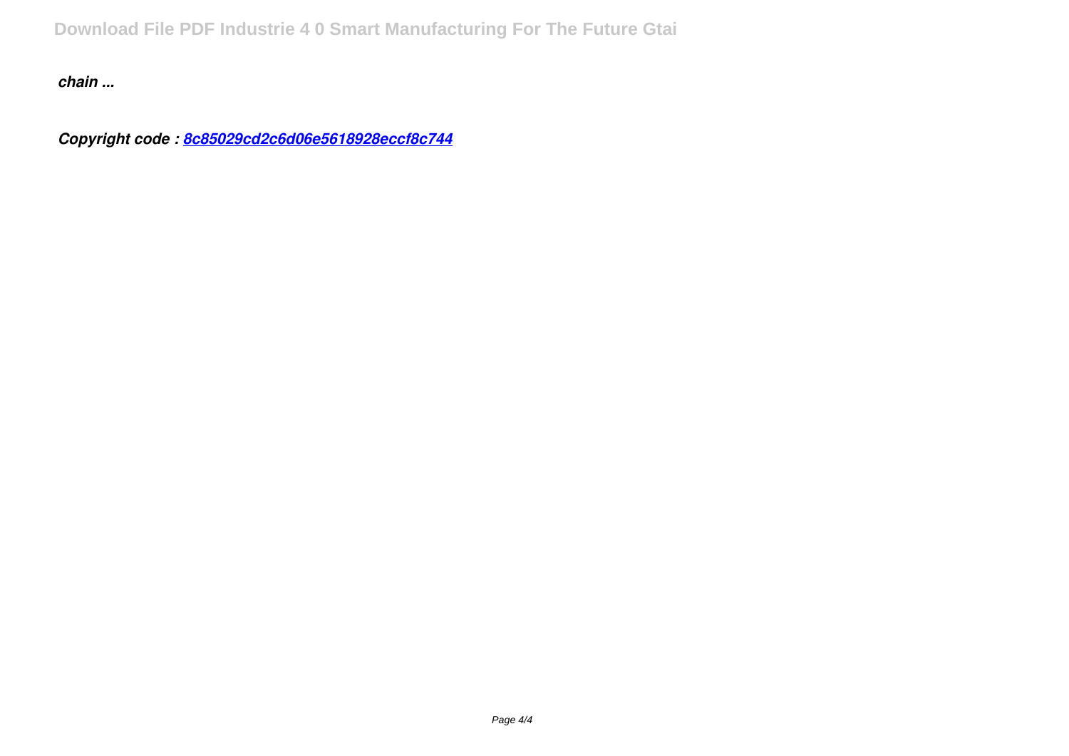***chain ...***

***Copyright code : [8c85029cd2c6d06e5618928eccf8c744]()***